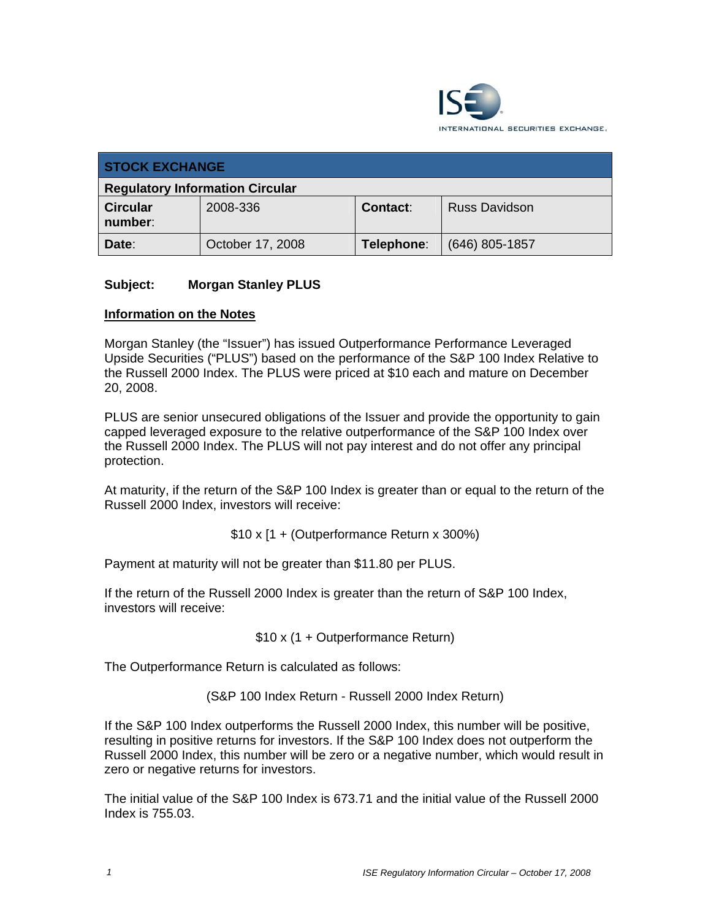ISE INTERNATIONAL SECURITIES EXCHANGE

| STOCK EXCHANGE | | | |
|---|---|---|---|
| **Regulatory Information Circular** | | | |
| **Circular number**: | 2008-336 | **Contact**: | Russ Davidson |
| **Date**: | October 17, 2008 | **Telephone**: | (646) 805-1857 |

**Subject: Morgan Stanley PLUS**

**Information on the Notes**

Morgan Stanley (the "Issuer") has issued Outperformance Performance Leveraged Upside Securities ("PLUS") based on the performance of the S&P 100 Index Relative to the Russell 2000 Index. The PLUS were priced at $10 each and mature on December 20, 2008.

PLUS are senior unsecured obligations of the Issuer and provide the opportunity to gain capped leveraged exposure to the relative outperformance of the S&P 100 Index over the Russell 2000 Index. The PLUS will not pay interest and do not offer any principal protection.

At maturity, if the return of the S&P 100 Index is greater than or equal to the return of the Russell 2000 Index, investors will receive:

$10 x [1 + (Outperformance Return x 300%)

Payment at maturity will not be greater than $11.80 per PLUS.

If the return of the Russell 2000 Index is greater than the return of S&P 100 Index, investors will receive:

$10 x (1 + Outperformance Return)

The Outperformance Return is calculated as follows:

(S&P 100 Index Return - Russell 2000 Index Return)

If the S&P 100 Index outperforms the Russell 2000 Index, this number will be positive, resulting in positive returns for investors. If the S&P 100 Index does not outperform the Russell 2000 Index, this number will be zero or a negative number, which would result in zero or negative returns for investors.

The initial value of the S&P 100 Index is 673.71 and the initial value of the Russell 2000 Index is 755.03.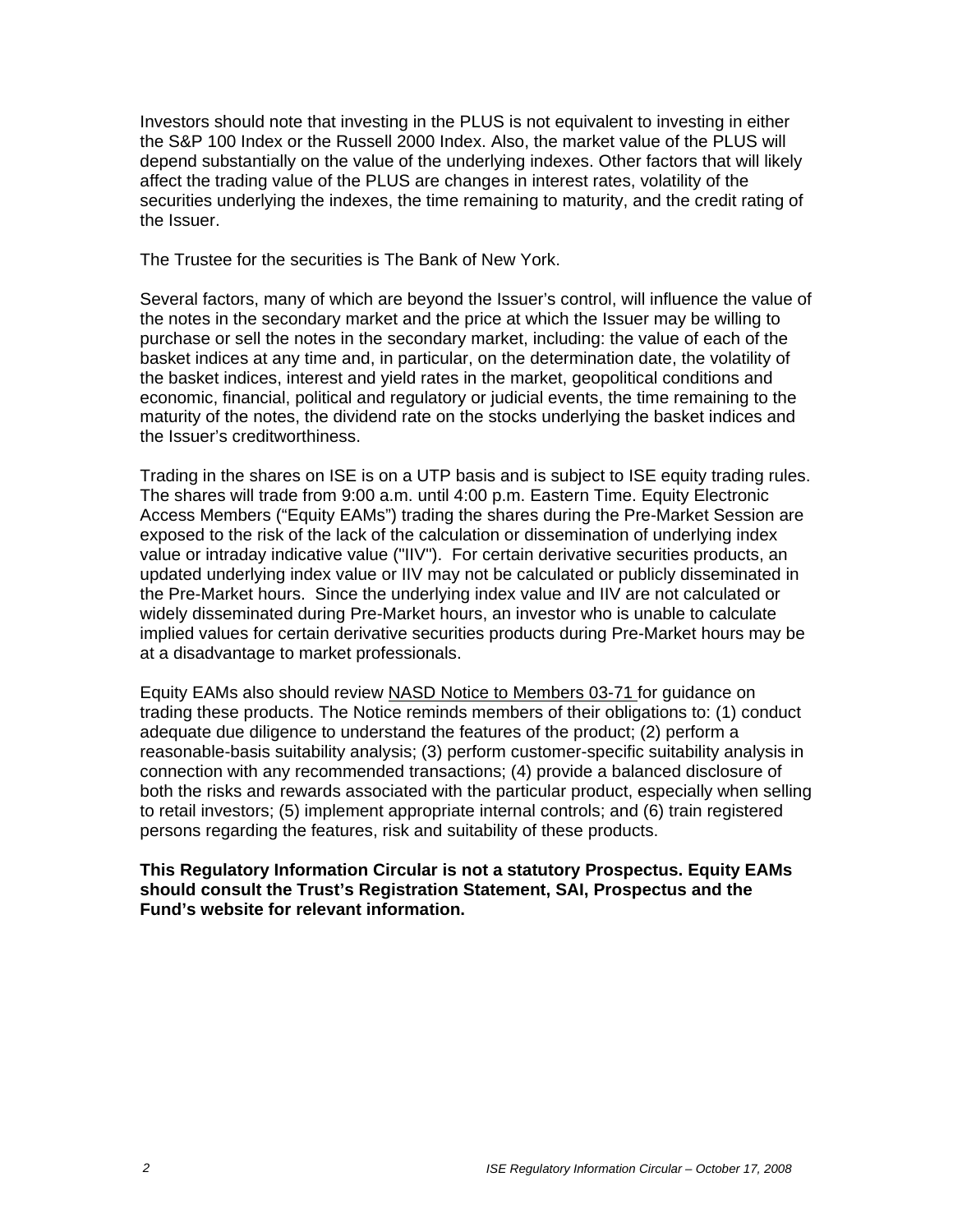Investors should note that investing in the PLUS is not equivalent to investing in either the S&P 100 Index or the Russell 2000 Index. Also, the market value of the PLUS will depend substantially on the value of the underlying indexes. Other factors that will likely affect the trading value of the PLUS are changes in interest rates, volatility of the securities underlying the indexes, the time remaining to maturity, and the credit rating of the Issuer.

The Trustee for the securities is The Bank of New York.

Several factors, many of which are beyond the Issuer's control, will influence the value of the notes in the secondary market and the price at which the Issuer may be willing to purchase or sell the notes in the secondary market, including: the value of each of the basket indices at any time and, in particular, on the determination date, the volatility of the basket indices, interest and yield rates in the market, geopolitical conditions and economic, financial, political and regulatory or judicial events, the time remaining to the maturity of the notes, the dividend rate on the stocks underlying the basket indices and the Issuer's creditworthiness.

Trading in the shares on ISE is on a UTP basis and is subject to ISE equity trading rules. The shares will trade from 9:00 a.m. until 4:00 p.m. Eastern Time. Equity Electronic Access Members ("Equity EAMs") trading the shares during the Pre-Market Session are exposed to the risk of the lack of the calculation or dissemination of underlying index value or intraday indicative value ("IIV"). For certain derivative securities products, an updated underlying index value or IIV may not be calculated or publicly disseminated in the Pre-Market hours. Since the underlying index value and IIV are not calculated or widely disseminated during Pre-Market hours, an investor who is unable to calculate implied values for certain derivative securities products during Pre-Market hours may be at a disadvantage to market professionals.

Equity EAMs also should review NASD Notice to Members 03-71 for guidance on trading these products. The Notice reminds members of their obligations to: (1) conduct adequate due diligence to understand the features of the product; (2) perform a reasonable-basis suitability analysis; (3) perform customer-specific suitability analysis in connection with any recommended transactions; (4) provide a balanced disclosure of both the risks and rewards associated with the particular product, especially when selling to retail investors; (5) implement appropriate internal controls; and (6) train registered persons regarding the features, risk and suitability of these products.

**This Regulatory Information Circular is not a statutory Prospectus. Equity EAMs should consult the Trust's Registration Statement, SAI, Prospectus and the Fund's website for relevant information.**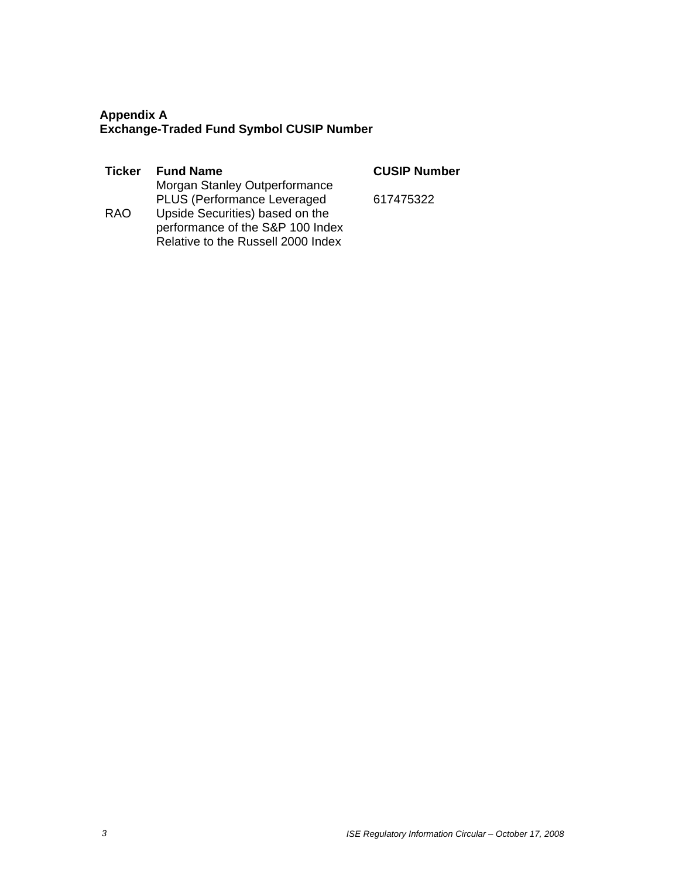**Appendix A**
**Exchange-Traded Fund Symbol CUSIP Number**

| Ticker | Fund Name | CUSIP Number |
|---|---|---|
| RAO | Morgan Stanley Outperformance PLUS (Performance Leveraged Upside Securities) based on the performance of the S&P 100 Index Relative to the Russell 2000 Index | 617475322 |